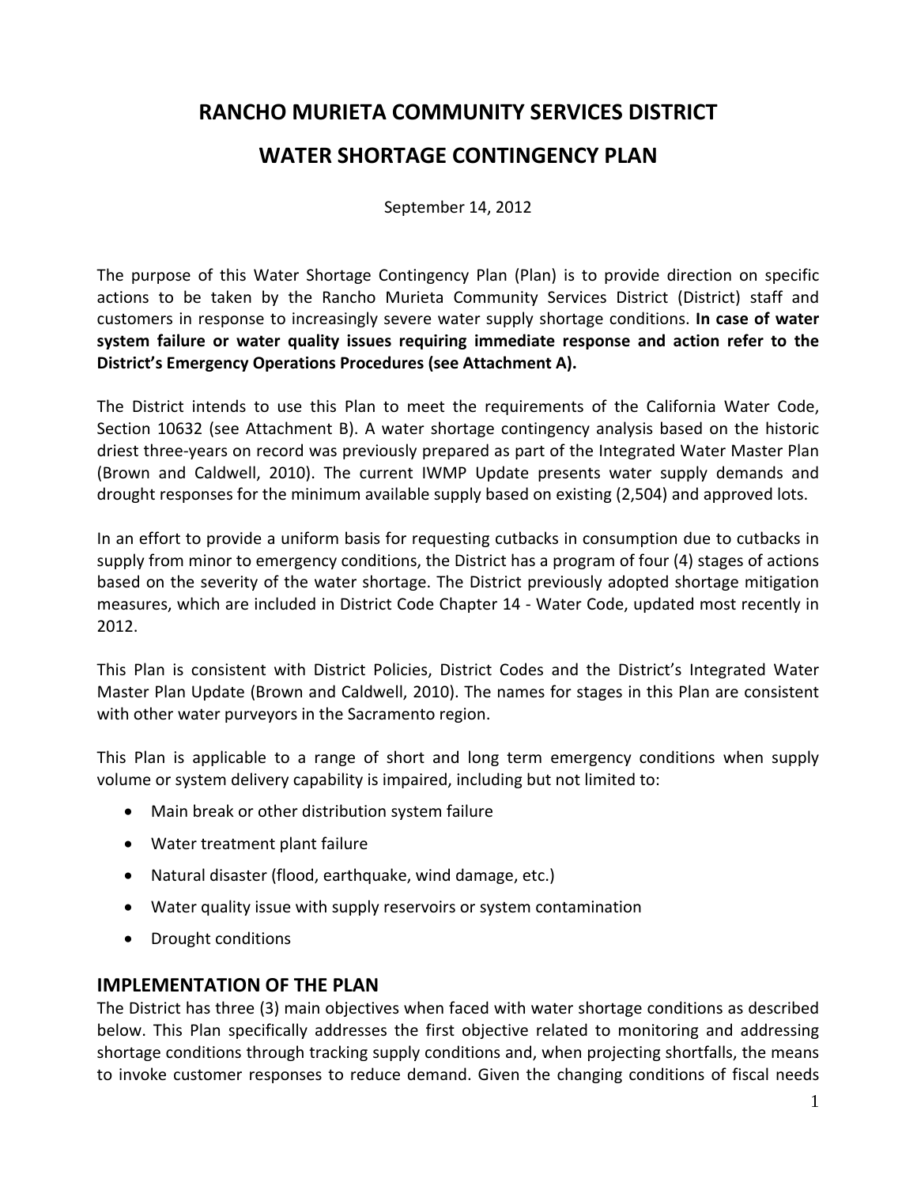# RANCHO MURIETA COMMUNITY SERVICES DISTRICT

# WATER SHORTAGE CONTINGENCY PLAN

September 14, 2012

The purpose of this Water Shortage Contingency Plan (Plan) is to provide direction on specific actions to be taken by the Rancho Murieta Community Services District (District) staff and customers in response to increasingly severe water supply shortage conditions. **In case of water system failure or water quality issues requiring immediate response and action refer to the District's Emergency Operations Procedures (see Attachment A).**

The District intends to use this Plan to meet the requirements of the California Water Code, Section 10632 (see Attachment B). A water shortage contingency analysis based on the historic driest three-years on record was previously prepared as part of the Integrated Water Master Plan (Brown and Caldwell, 2010). The current IWMP Update presents water supply demands and drought responses for the minimum available supply based on existing (2,504) and approved lots.

In an effort to provide a uniform basis for requesting cutbacks in consumption due to cutbacks in supply from minor to emergency conditions, the District has a program of four (4) stages of actions based on the severity of the water shortage. The District previously adopted shortage mitigation measures, which are included in District Code Chapter 14 - Water Code, updated most recently in 2012.

This Plan is consistent with District Policies, District Codes and the District's Integrated Water Master Plan Update (Brown and Caldwell, 2010). The names for stages in this Plan are consistent with other water purveyors in the Sacramento region.

This Plan is applicable to a range of short and long term emergency conditions when supply volume or system delivery capability is impaired, including but not limited to:

- Main break or other distribution system failure
- Water treatment plant failure
- Natural disaster (flood, earthquake, wind damage, etc.)
- Water quality issue with supply reservoirs or system contamination
- Drought conditions

## IMPLEMENTATION OF THE PLAN

The District has three (3) main objectives when faced with water shortage conditions as described below. This Plan specifically addresses the first objective related to monitoring and addressing shortage conditions through tracking supply conditions and, when projecting shortfalls, the means to invoke customer responses to reduce demand. Given the changing conditions of fiscal needs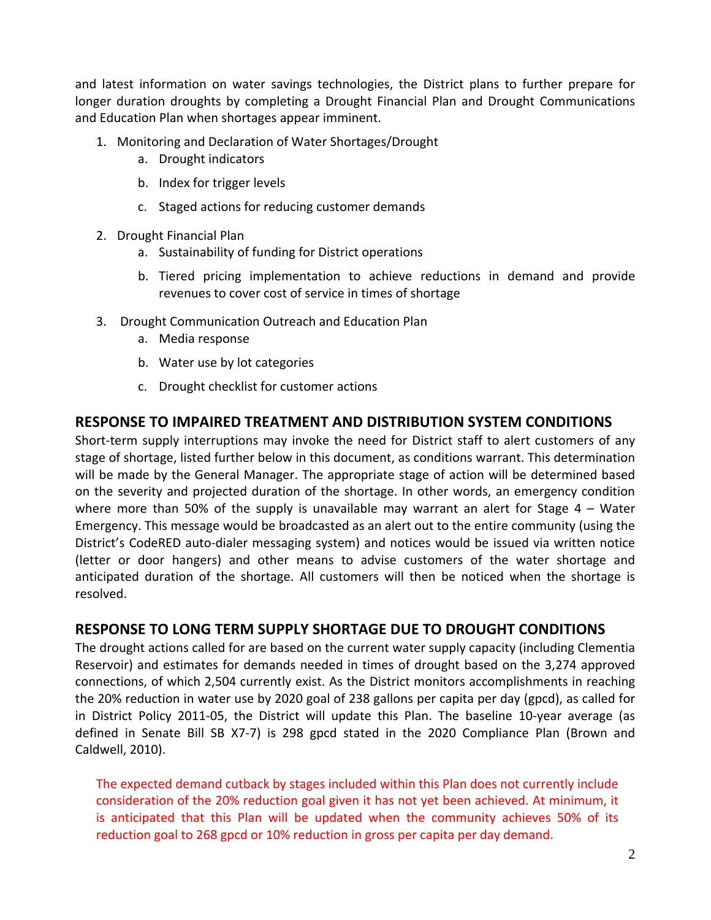and latest information on water savings technologies, the District plans to further prepare for longer duration droughts by completing a Drought Financial Plan and Drought Communications and Education Plan when shortages appear imminent.

1. Monitoring and Declaration of Water Shortages/Drought
   a. Drought indicators
   b. Index for trigger levels
   c. Staged actions for reducing customer demands
2. Drought Financial Plan
   a. Sustainability of funding for District operations
   b. Tiered pricing implementation to achieve reductions in demand and provide revenues to cover cost of service in times of shortage
3. Drought Communication Outreach and Education Plan
   a. Media response
   b. Water use by lot categories
   c. Drought checklist for customer actions

## RESPONSE TO IMPAIRED TREATMENT AND DISTRIBUTION SYSTEM CONDITIONS

Short-term supply interruptions may invoke the need for District staff to alert customers of any stage of shortage, listed further below in this document, as conditions warrant. This determination will be made by the General Manager. The appropriate stage of action will be determined based on the severity and projected duration of the shortage. In other words, an emergency condition where more than 50% of the supply is unavailable may warrant an alert for Stage 4 – Water Emergency. This message would be broadcasted as an alert out to the entire community (using the District's CodeRED auto-dialer messaging system) and notices would be issued via written notice (letter or door hangers) and other means to advise customers of the water shortage and anticipated duration of the shortage. All customers will then be noticed when the shortage is resolved.

## RESPONSE TO LONG TERM SUPPLY SHORTAGE DUE TO DROUGHT CONDITIONS

The drought actions called for are based on the current water supply capacity (including Clementia Reservoir) and estimates for demands needed in times of drought based on the 3,274 approved connections, of which 2,504 currently exist. As the District monitors accomplishments in reaching the 20% reduction in water use by 2020 goal of 238 gallons per capita per day (gpcd), as called for in District Policy 2011-05, the District will update this Plan. The baseline 10-year average (as defined in Senate Bill SB X7-7) is 298 gpcd stated in the 2020 Compliance Plan (Brown and Caldwell, 2010).

The expected demand cutback by stages included within this Plan does not currently include consideration of the 20% reduction goal given it has not yet been achieved. At minimum, it is anticipated that this Plan will be updated when the community achieves 50% of its reduction goal to 268 gpcd or 10% reduction in gross per capita per day demand.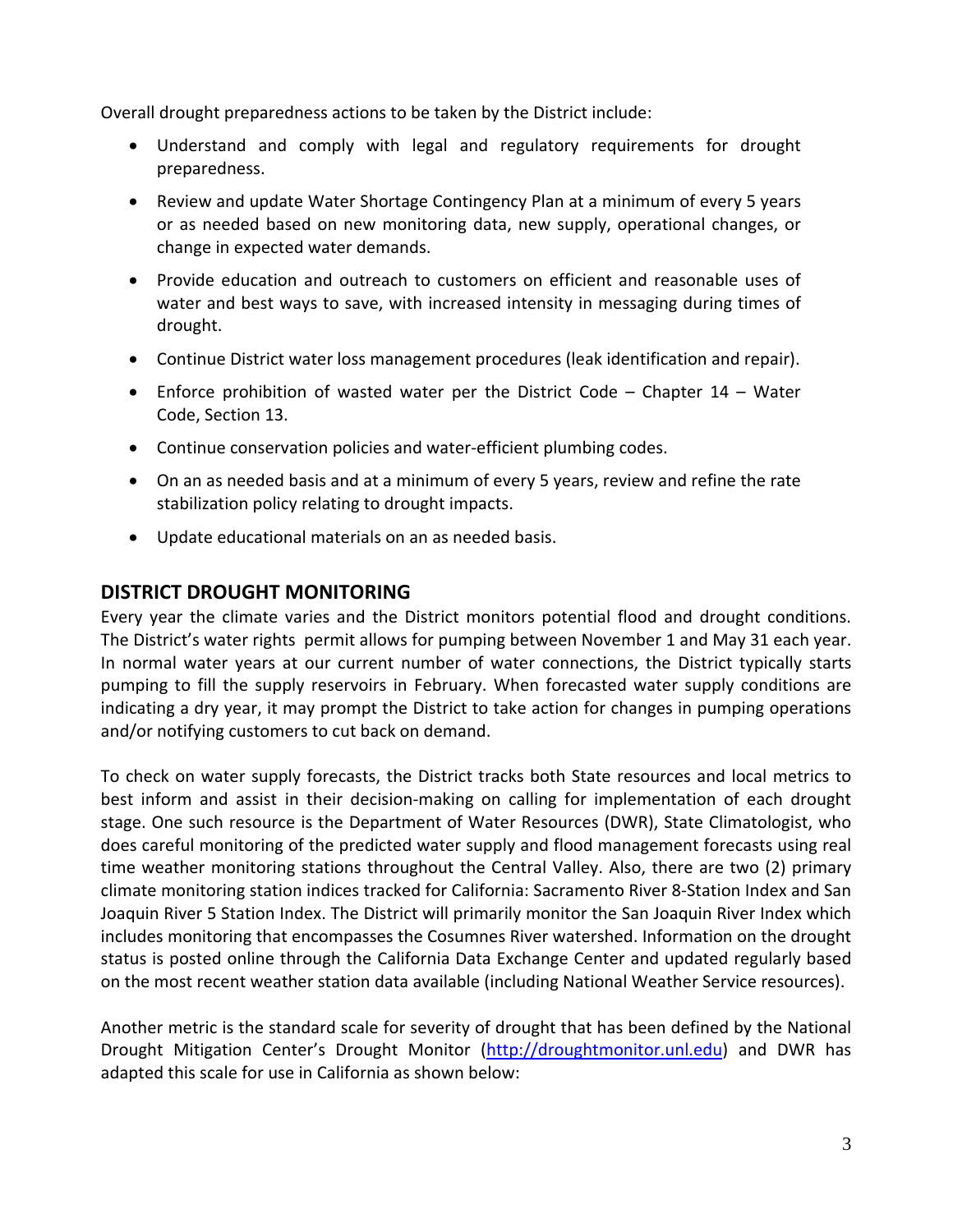Overall drought preparedness actions to be taken by the District include:

- Understand and comply with legal and regulatory requirements for drought preparedness.
- Review and update Water Shortage Contingency Plan at a minimum of every 5 years or as needed based on new monitoring data, new supply, operational changes, or change in expected water demands.
- Provide education and outreach to customers on efficient and reasonable uses of water and best ways to save, with increased intensity in messaging during times of drought.
- Continue District water loss management procedures (leak identification and repair).
- Enforce prohibition of wasted water per the District Code – Chapter 14 – Water Code, Section 13.
- Continue conservation policies and water-efficient plumbing codes.
- On an as needed basis and at a minimum of every 5 years, review and refine the rate stabilization policy relating to drought impacts.
- Update educational materials on an as needed basis.

## DISTRICT DROUGHT MONITORING

Every year the climate varies and the District monitors potential flood and drought conditions. The District's water rights permit allows for pumping between November 1 and May 31 each year. In normal water years at our current number of water connections, the District typically starts pumping to fill the supply reservoirs in February. When forecasted water supply conditions are indicating a dry year, it may prompt the District to take action for changes in pumping operations and/or notifying customers to cut back on demand.

To check on water supply forecasts, the District tracks both State resources and local metrics to best inform and assist in their decision-making on calling for implementation of each drought stage. One such resource is the Department of Water Resources (DWR), State Climatologist, who does careful monitoring of the predicted water supply and flood management forecasts using real time weather monitoring stations throughout the Central Valley. Also, there are two (2) primary climate monitoring station indices tracked for California: Sacramento River 8-Station Index and San Joaquin River 5 Station Index. The District will primarily monitor the San Joaquin River Index which includes monitoring that encompasses the Cosumnes River watershed. Information on the drought status is posted online through the California Data Exchange Center and updated regularly based on the most recent weather station data available (including National Weather Service resources).

Another metric is the standard scale for severity of drought that has been defined by the National Drought Mitigation Center's Drought Monitor ([http://droughtmonitor.unl.edu](http://droughtmonitor.unl.edu)) and DWR has adapted this scale for use in California as shown below: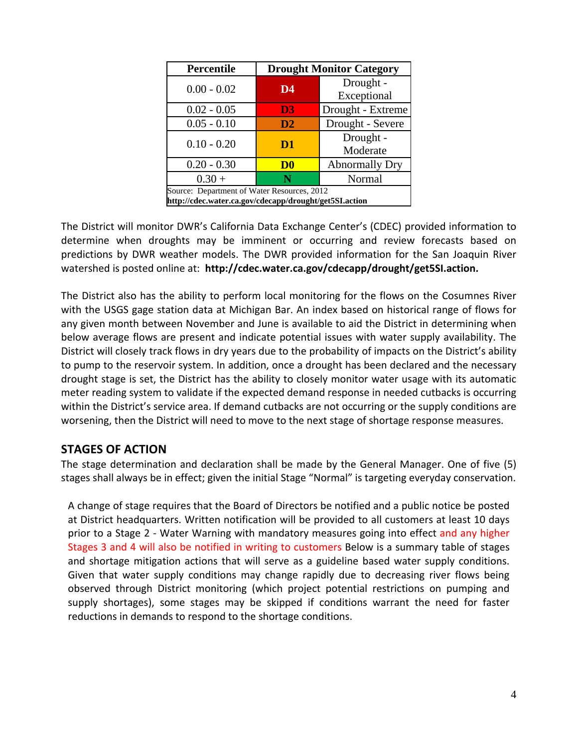| Percentile | Drought Monitor Category | |
|---|---|---|
| 0.00 - 0.02 | D4 | Drought - Exceptional |
| 0.02 - 0.05 | D3 | Drought - Extreme |
| 0.05 - 0.10 | D2 | Drought - Severe |
| 0.10 - 0.20 | D1 | Drought - Moderate |
| 0.20 - 0.30 | D0 | Abnormally Dry |
| 0.30 + | N | Normal |
| Source: Department of Water Resources, 2012 **http://cdec.water.ca.gov/cdecapp/drought/get5SI.action** | | |

The District will monitor DWR's California Data Exchange Center's (CDEC) provided information to determine when droughts may be imminent or occurring and review forecasts based on predictions by DWR weather models. The DWR provided information for the San Joaquin River watershed is posted online at: **http://cdec.water.ca.gov/cdecapp/drought/get5SI.action.**

The District also has the ability to perform local monitoring for the flows on the Cosumnes River with the USGS gage station data at Michigan Bar. An index based on historical range of flows for any given month between November and June is available to aid the District in determining when below average flows are present and indicate potential issues with water supply availability. The District will closely track flows in dry years due to the probability of impacts on the District's ability to pump to the reservoir system. In addition, once a drought has been declared and the necessary drought stage is set, the District has the ability to closely monitor water usage with its automatic meter reading system to validate if the expected demand response in needed cutbacks is occurring within the District's service area. If demand cutbacks are not occurring or the supply conditions are worsening, then the District will need to move to the next stage of shortage response measures.

## STAGES OF ACTION

The stage determination and declaration shall be made by the General Manager. One of five (5) stages shall always be in effect; given the initial Stage "Normal" is targeting everyday conservation.

A change of stage requires that the Board of Directors be notified and a public notice be posted at District headquarters. Written notification will be provided to all customers at least 10 days prior to a Stage 2 - Water Warning with mandatory measures going into effect and any higher Stages 3 and 4 will also be notified in writing to customers Below is a summary table of stages and shortage mitigation actions that will serve as a guideline based water supply conditions. Given that water supply conditions may change rapidly due to decreasing river flows being observed through District monitoring (which project potential restrictions on pumping and supply shortages), some stages may be skipped if conditions warrant the need for faster reductions in demands to respond to the shortage conditions.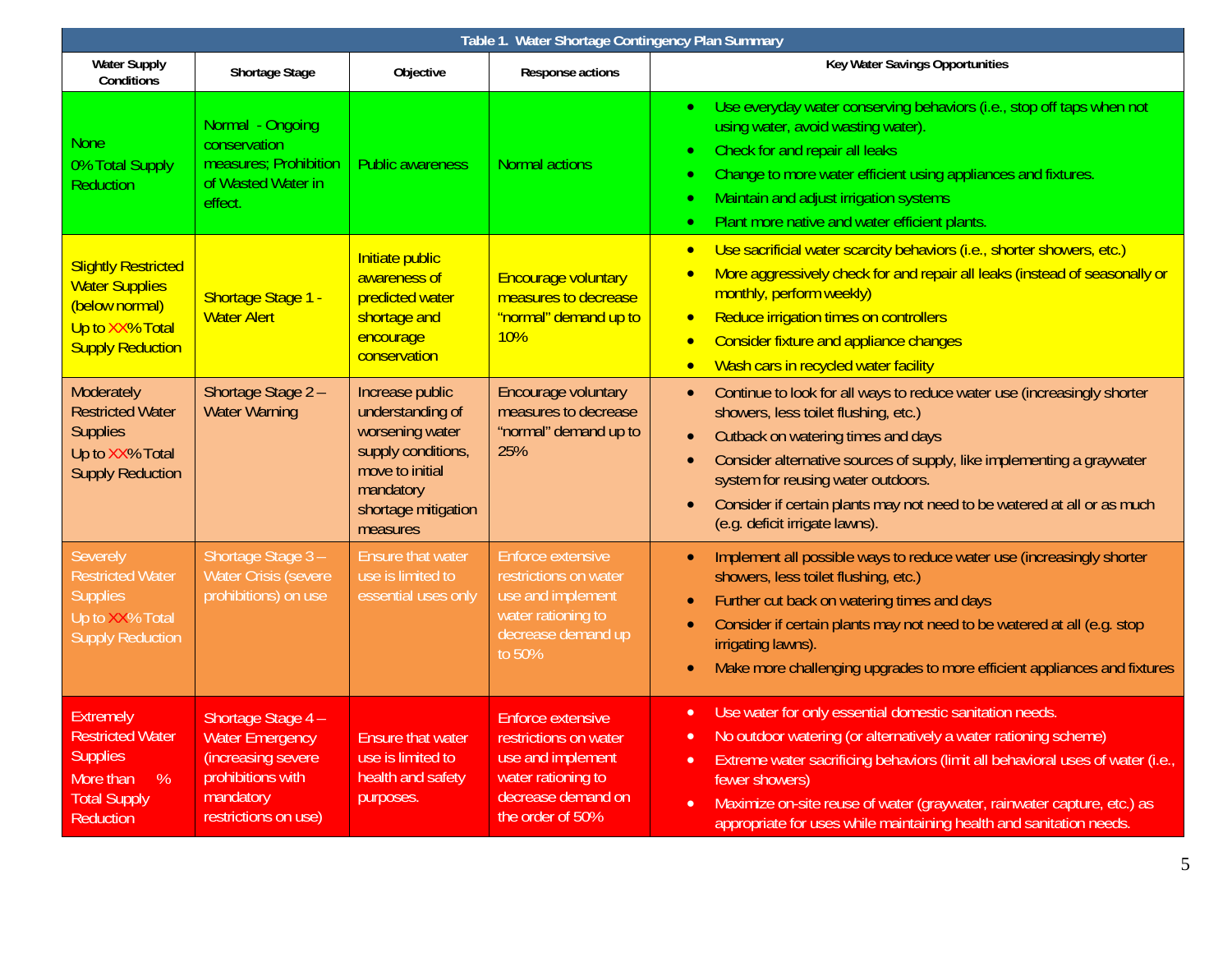| Table 1. Water Shortage Contingency Plan Summary | | | | |
|---|---|---|---|---|
| Water Supply Conditions | Shortage Stage | Objective | Response actions | Key Water Savings Opportunities |
| None<br>0% Total Supply Reduction | Normal - Ongoing conservation measures; Prohibition of Wasted Water in effect. | Public awareness | Normal actions | • Use everyday water conserving behaviors (i.e., stop off taps when not using water, avoid wasting water).<br>• Check for and repair all leaks<br>• Change to more water efficient using appliances and fixtures.<br>• Maintain and adjust irrigation systems<br>• Plant more native and water efficient plants. |
| Slightly Restricted Water Supplies (below normal)<br>Up to XX% Total Supply Reduction | Shortage Stage 1 - Water Alert | Initiate public awareness of predicted water shortage and encourage conservation | Encourage voluntary measures to decrease "normal" demand up to 10% | • Use sacrificial water scarcity behaviors (i.e., shorter showers, etc.)<br>• More aggressively check for and repair all leaks (instead of seasonally or monthly, perform weekly)<br>• Reduce irrigation times on controllers<br>• Consider fixture and appliance changes<br>• Wash cars in recycled water facility |
| Moderately Restricted Water Supplies<br>Up to XX% Total Supply Reduction | Shortage Stage 2 – Water Warning | Increase public understanding of worsening water supply conditions, move to initial mandatory shortage mitigation measures | Encourage voluntary measures to decrease "normal" demand up to 25% | • Continue to look for all ways to reduce water use (increasingly shorter showers, less toilet flushing, etc.)<br>• Cutback on watering times and days<br>• Consider alternative sources of supply, like implementing a graywater system for reusing water outdoors.<br>• Consider if certain plants may not need to be watered at all or as much (e.g. deficit irrigate lawns). |
| Severely Restricted Water Supplies<br>Up to XX% Total Supply Reduction | Shortage Stage 3 – Water Crisis (severe prohibitions) on use | Ensure that water use is limited to essential uses only | Enforce extensive restrictions on water use and implement water rationing to decrease demand up to 50% | • Implement all possible ways to reduce water use (increasingly shorter showers, less toilet flushing, etc.)<br>• Further cut back on watering times and days<br>• Consider if certain plants may not need to be watered at all (e.g. stop irrigating lawns).<br>• Make more challenging upgrades to more efficient appliances and fixtures |
| Extremely Restricted Water Supplies<br>More than % Total Supply Reduction | Shortage Stage 4 – Water Emergency (increasing severe prohibitions with mandatory restrictions on use) | Ensure that water use is limited to health and safety purposes. | Enforce extensive restrictions on water use and implement water rationing to decrease demand on the order of 50% | • Use water for only essential domestic sanitation needs.<br>• No outdoor watering (or alternatively a water rationing scheme)<br>• Extreme water sacrificing behaviors (limit all behavioral uses of water (i.e., fewer showers)<br>• Maximize on-site reuse of water (graywater, rainwater capture, etc.) as appropriate for uses while maintaining health and sanitation needs. |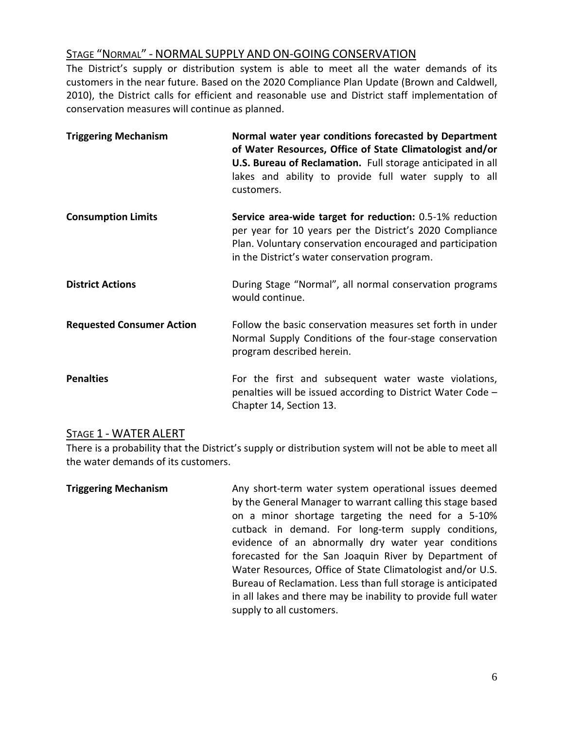## STAGE "NORMAL" - NORMAL SUPPLY AND ON-GOING CONSERVATION

The District's supply or distribution system is able to meet all the water demands of its customers in the near future. Based on the 2020 Compliance Plan Update (Brown and Caldwell, 2010), the District calls for efficient and reasonable use and District staff implementation of conservation measures will continue as planned.

| | |
|---|---|
| **Triggering Mechanism** | **Normal water year conditions forecasted by Department of Water Resources, Office of State Climatologist and/or U.S. Bureau of Reclamation.** Full storage anticipated in all lakes and ability to provide full water supply to all customers. |
| **Consumption Limits** | **Service area-wide target for reduction:** 0.5-1% reduction per year for 10 years per the District's 2020 Compliance Plan. Voluntary conservation encouraged and participation in the District's water conservation program. |
| **District Actions** | During Stage "Normal", all normal conservation programs would continue. |
| **Requested Consumer Action** | Follow the basic conservation measures set forth in under Normal Supply Conditions of the four-stage conservation program described herein. |
| **Penalties** | For the first and subsequent water waste violations, penalties will be issued according to District Water Code – Chapter 14, Section 13. |

## STAGE 1 - WATER ALERT

There is a probability that the District's supply or distribution system will not be able to meet all the water demands of its customers.

| | |
|---|---|
| **Triggering Mechanism** | Any short-term water system operational issues deemed by the General Manager to warrant calling this stage based on a minor shortage targeting the need for a 5-10% cutback in demand. For long-term supply conditions, evidence of an abnormally dry water year conditions forecasted for the San Joaquin River by Department of Water Resources, Office of State Climatologist and/or U.S. Bureau of Reclamation. Less than full storage is anticipated in all lakes and there may be inability to provide full water supply to all customers. |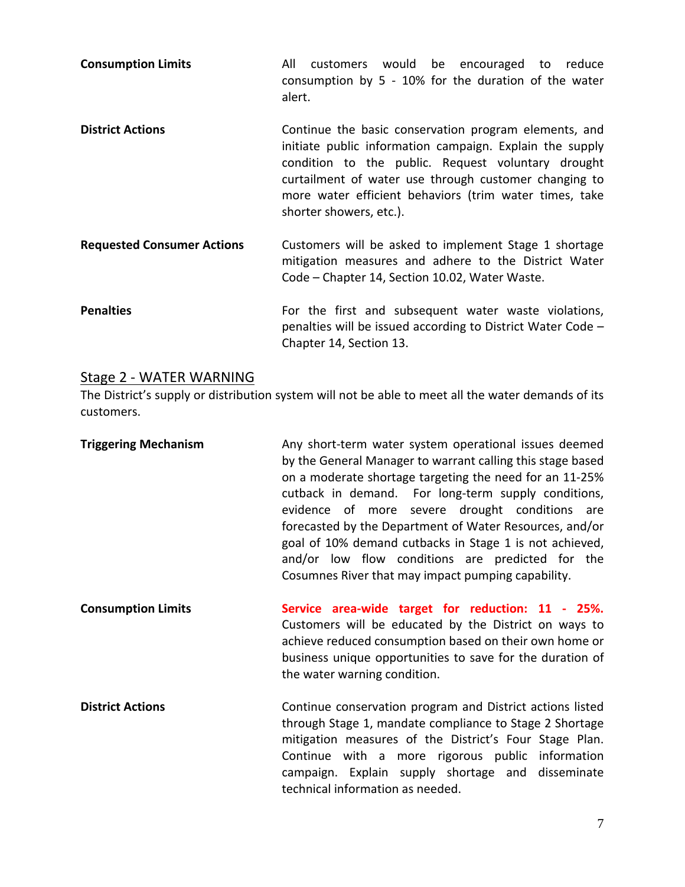| | |
|---|---|
| **Consumption Limits** | All customers would be encouraged to reduce consumption by 5 - 10% for the duration of the water alert. |
| **District Actions** | Continue the basic conservation program elements, and initiate public information campaign. Explain the supply condition to the public. Request voluntary drought curtailment of water use through customer changing to more water efficient behaviors (trim water times, take shorter showers, etc.). |
| **Requested Consumer Actions** | Customers will be asked to implement Stage 1 shortage mitigation measures and adhere to the District Water Code – Chapter 14, Section 10.02, Water Waste. |
| **Penalties** | For the first and subsequent water waste violations, penalties will be issued according to District Water Code – Chapter 14, Section 13. |

## Stage 2 - WATER WARNING

The District's supply or distribution system will not be able to meet all the water demands of its customers.

| | |
|---|---|
| **Triggering Mechanism** | Any short-term water system operational issues deemed by the General Manager to warrant calling this stage based on a moderate shortage targeting the need for an 11-25% cutback in demand. For long-term supply conditions, evidence of more severe drought conditions are forecasted by the Department of Water Resources, and/or goal of 10% demand cutbacks in Stage 1 is not achieved, and/or low flow conditions are predicted for the Cosumnes River that may impact pumping capability. |
| **Consumption Limits** | **Service area-wide target for reduction: 11 - 25%.** Customers will be educated by the District on ways to achieve reduced consumption based on their own home or business unique opportunities to save for the duration of the water warning condition. |
| **District Actions** | Continue conservation program and District actions listed through Stage 1, mandate compliance to Stage 2 Shortage mitigation measures of the District's Four Stage Plan. Continue with a more rigorous public information campaign. Explain supply shortage and disseminate technical information as needed. |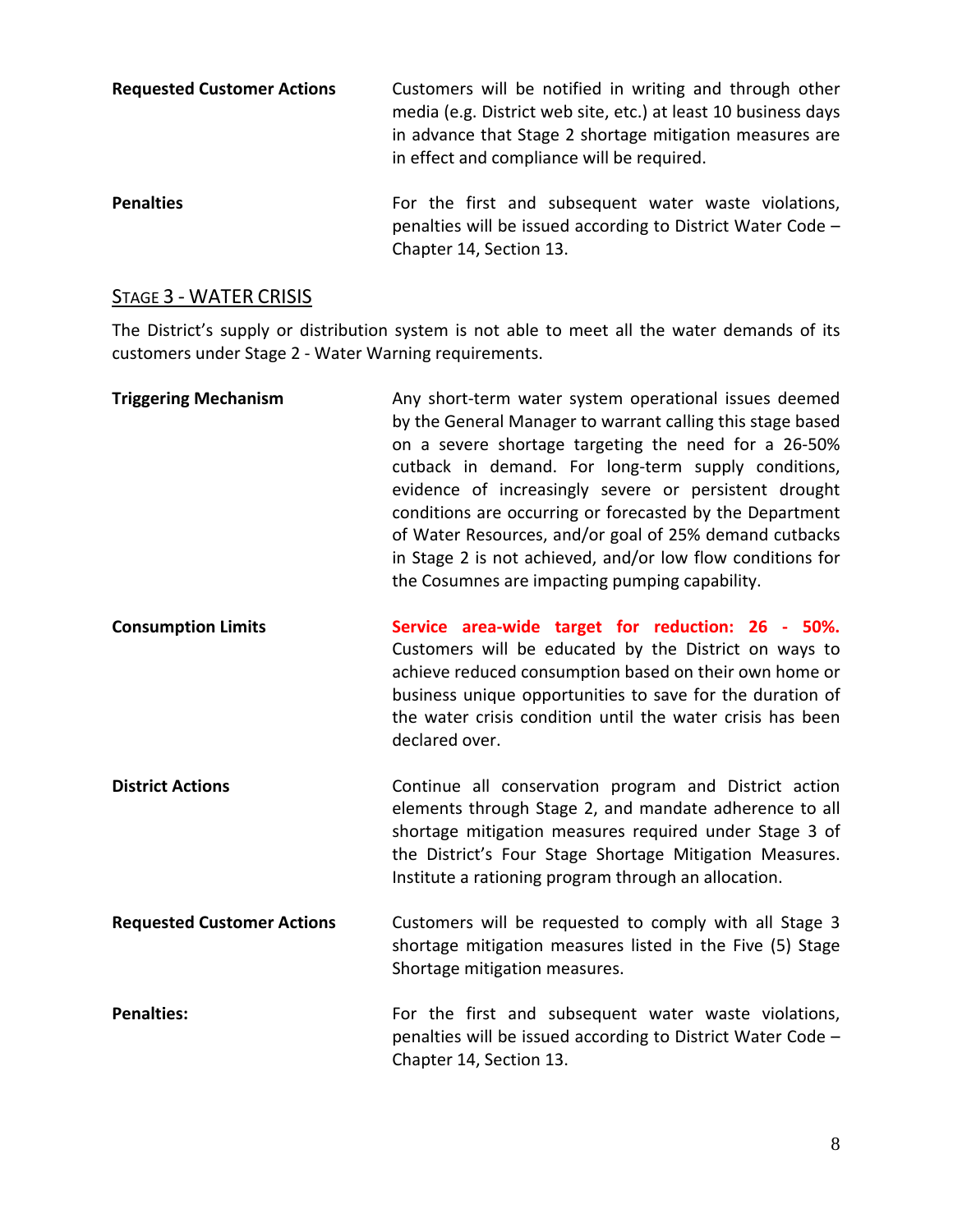**Requested Customer Actions**

Customers will be notified in writing and through other media (e.g. District web site, etc.) at least 10 business days in advance that Stage 2 shortage mitigation measures are in effect and compliance will be required.

**Penalties**

For the first and subsequent water waste violations, penalties will be issued according to District Water Code – Chapter 14, Section 13.

## Stage 3 - Water Crisis

The District's supply or distribution system is not able to meet all the water demands of its customers under Stage 2 - Water Warning requirements.

**Triggering Mechanism**

Any short-term water system operational issues deemed by the General Manager to warrant calling this stage based on a severe shortage targeting the need for a 26-50% cutback in demand. For long-term supply conditions, evidence of increasingly severe or persistent drought conditions are occurring or forecasted by the Department of Water Resources, and/or goal of 25% demand cutbacks in Stage 2 is not achieved, and/or low flow conditions for the Cosumnes are impacting pumping capability.

**Consumption Limits**

**Service area-wide target for reduction: 26 - 50%.** Customers will be educated by the District on ways to achieve reduced consumption based on their own home or business unique opportunities to save for the duration of the water crisis condition until the water crisis has been declared over.

**District Actions**

Continue all conservation program and District action elements through Stage 2, and mandate adherence to all shortage mitigation measures required under Stage 3 of the District's Four Stage Shortage Mitigation Measures. Institute a rationing program through an allocation.

**Requested Customer Actions**

Customers will be requested to comply with all Stage 3 shortage mitigation measures listed in the Five (5) Stage Shortage mitigation measures.

**Penalties:**

For the first and subsequent water waste violations, penalties will be issued according to District Water Code – Chapter 14, Section 13.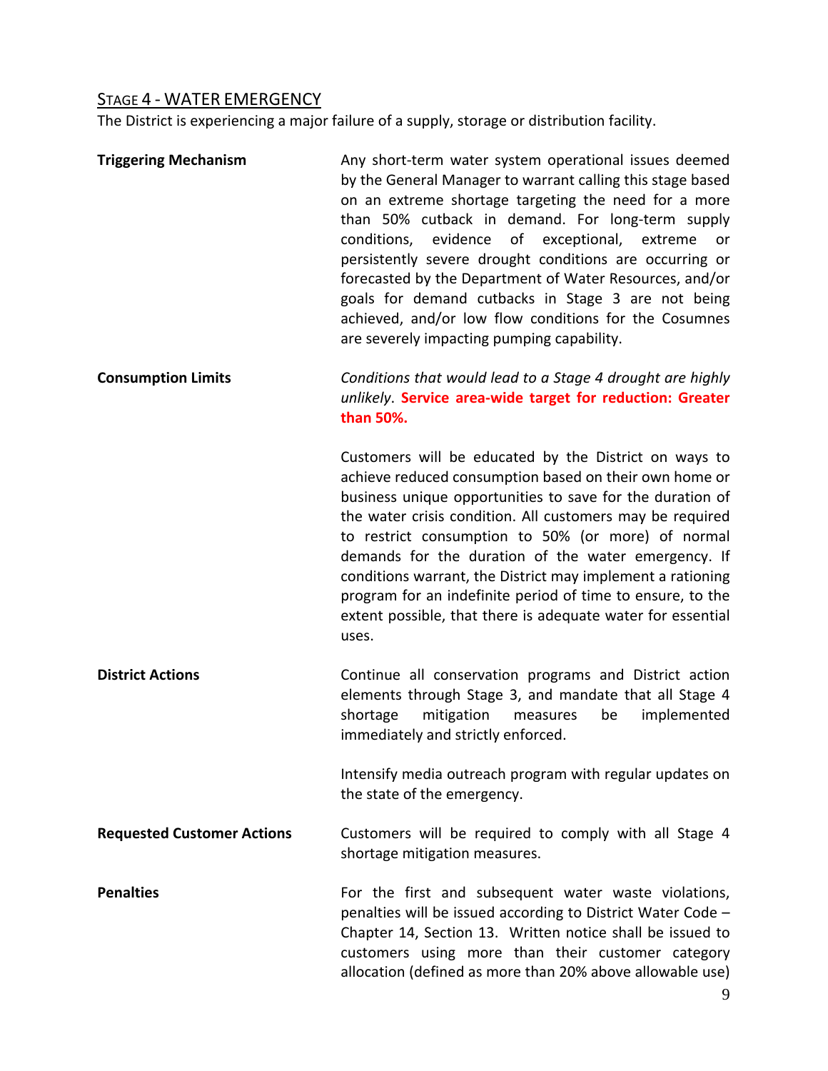## Stage 4 - Water Emergency

The District is experiencing a major failure of a supply, storage or distribution facility.

**Triggering Mechanism**

Any short-term water system operational issues deemed by the General Manager to warrant calling this stage based on an extreme shortage targeting the need for a more than 50% cutback in demand. For long-term supply conditions, evidence of exceptional, extreme or persistently severe drought conditions are occurring or forecasted by the Department of Water Resources, and/or goals for demand cutbacks in Stage 3 are not being achieved, and/or low flow conditions for the Cosumnes are severely impacting pumping capability.

**Consumption Limits**

*Conditions that would lead to a Stage 4 drought are highly unlikely*. **Service area-wide target for reduction: Greater than 50%.**

Customers will be educated by the District on ways to achieve reduced consumption based on their own home or business unique opportunities to save for the duration of the water crisis condition. All customers may be required to restrict consumption to 50% (or more) of normal demands for the duration of the water emergency. If conditions warrant, the District may implement a rationing program for an indefinite period of time to ensure, to the extent possible, that there is adequate water for essential uses.

**District Actions**

Continue all conservation programs and District action elements through Stage 3, and mandate that all Stage 4 shortage mitigation measures be implemented immediately and strictly enforced.

Intensify media outreach program with regular updates on the state of the emergency.

**Requested Customer Actions**

Customers will be required to comply with all Stage 4 shortage mitigation measures.

**Penalties**

For the first and subsequent water waste violations, penalties will be issued according to District Water Code – Chapter 14, Section 13. Written notice shall be issued to customers using more than their customer category allocation (defined as more than 20% above allowable use)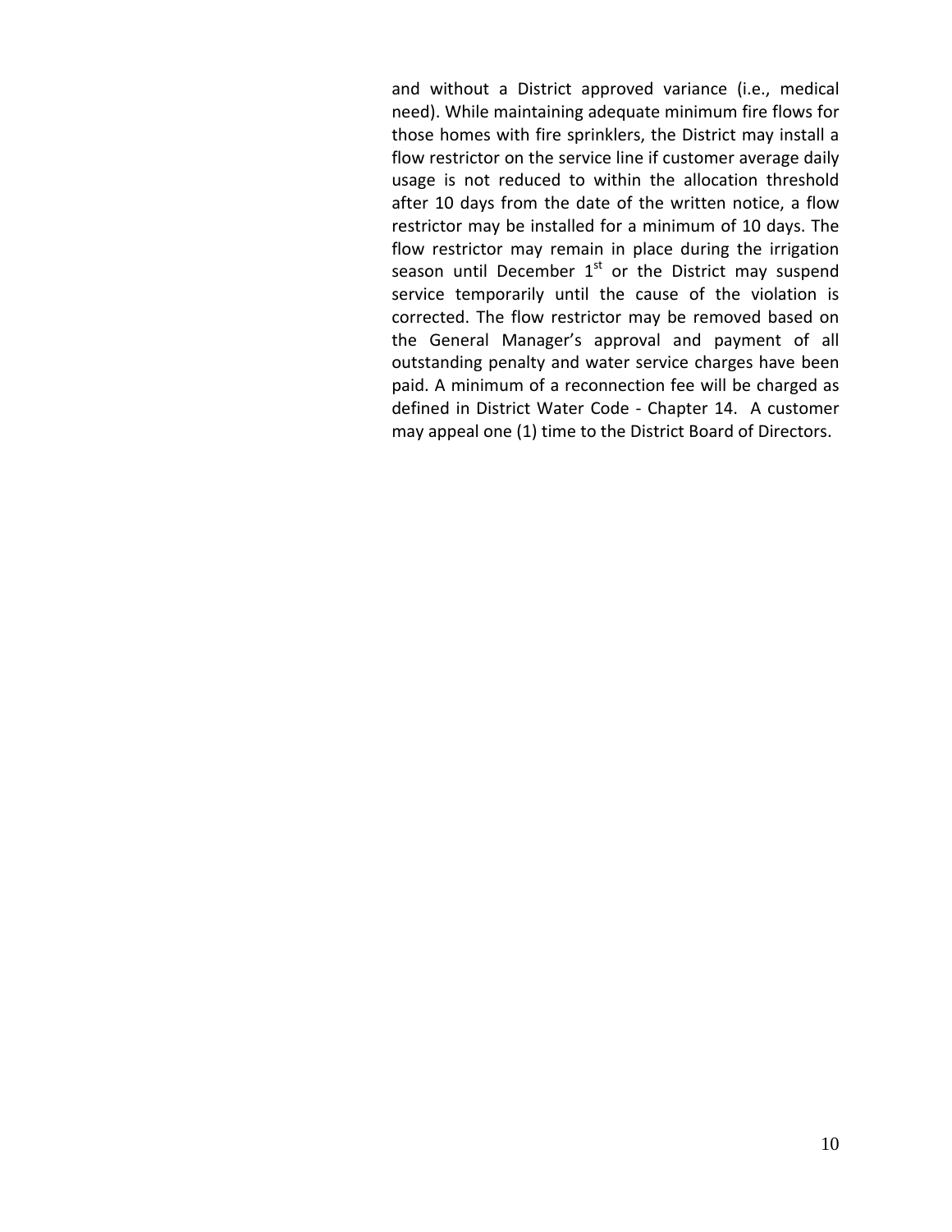and without a District approved variance (i.e., medical need). While maintaining adequate minimum fire flows for those homes with fire sprinklers, the District may install a flow restrictor on the service line if customer average daily usage is not reduced to within the allocation threshold after 10 days from the date of the written notice, a flow restrictor may be installed for a minimum of 10 days. The flow restrictor may remain in place during the irrigation season until December 1st or the District may suspend service temporarily until the cause of the violation is corrected. The flow restrictor may be removed based on the General Manager's approval and payment of all outstanding penalty and water service charges have been paid. A minimum of a reconnection fee will be charged as defined in District Water Code - Chapter 14. A customer may appeal one (1) time to the District Board of Directors.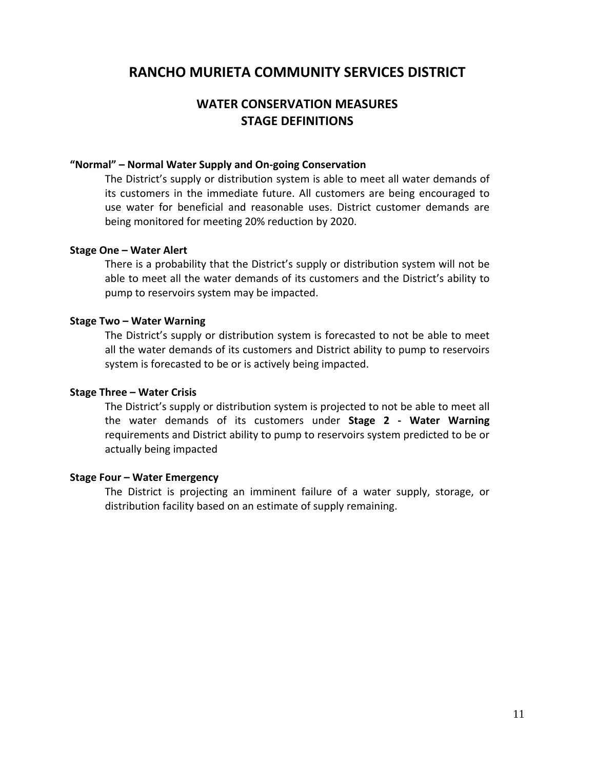# RANCHO MURIETA COMMUNITY SERVICES DISTRICT

## WATER CONSERVATION MEASURES
## STAGE DEFINITIONS

**"Normal" – Normal Water Supply and On-going Conservation**

The District's supply or distribution system is able to meet all water demands of its customers in the immediate future. All customers are being encouraged to use water for beneficial and reasonable uses. District customer demands are being monitored for meeting 20% reduction by 2020.

**Stage One – Water Alert**

There is a probability that the District's supply or distribution system will not be able to meet all the water demands of its customers and the District's ability to pump to reservoirs system may be impacted.

**Stage Two – Water Warning**

The District's supply or distribution system is forecasted to not be able to meet all the water demands of its customers and District ability to pump to reservoirs system is forecasted to be or is actively being impacted.

**Stage Three – Water Crisis**

The District's supply or distribution system is projected to not be able to meet all the water demands of its customers under **Stage 2 - Water Warning** requirements and District ability to pump to reservoirs system predicted to be or actually being impacted

**Stage Four – Water Emergency**

The District is projecting an imminent failure of a water supply, storage, or distribution facility based on an estimate of supply remaining.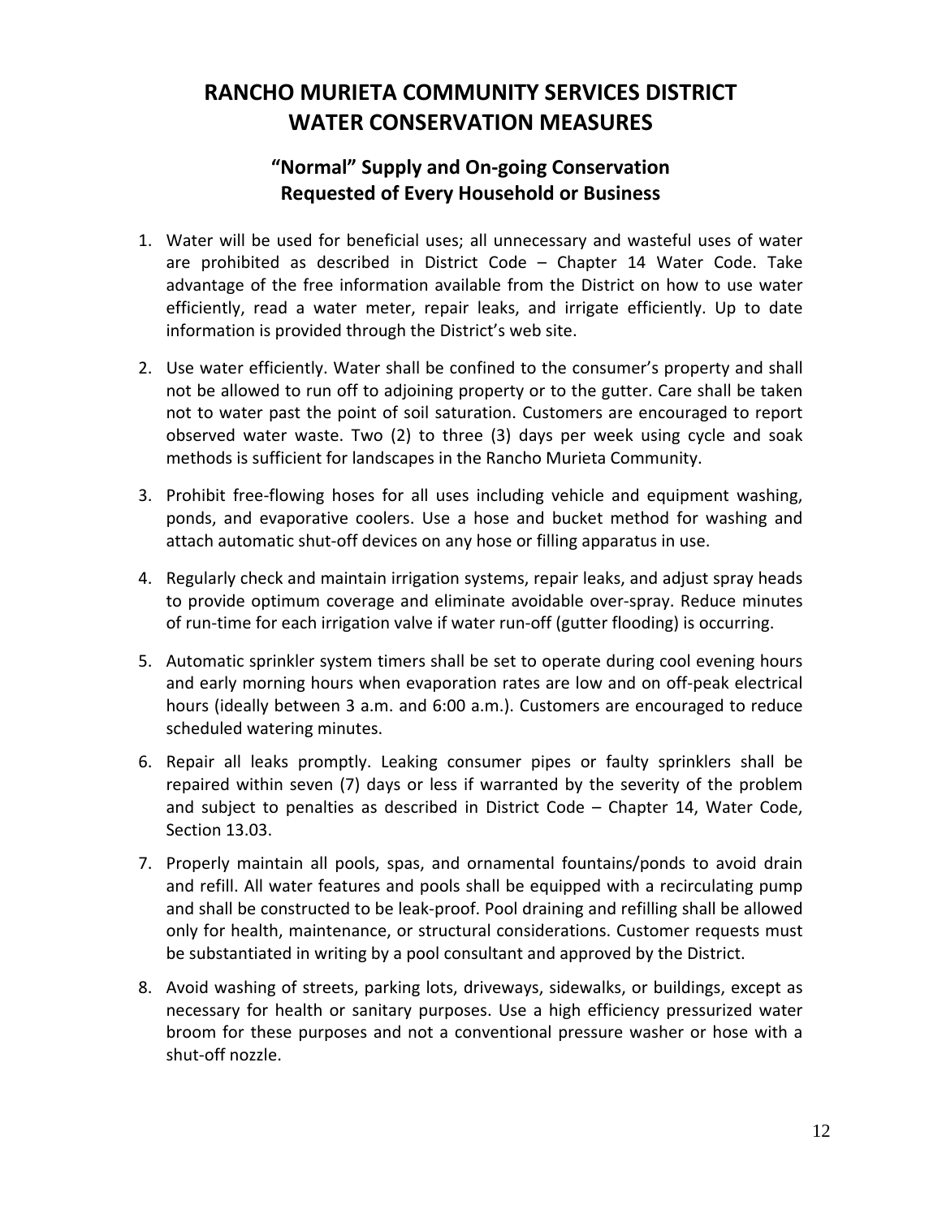# RANCHO MURIETA COMMUNITY SERVICES DISTRICT WATER CONSERVATION MEASURES

## "Normal" Supply and On-going Conservation Requested of Every Household or Business

1. Water will be used for beneficial uses; all unnecessary and wasteful uses of water are prohibited as described in District Code – Chapter 14 Water Code. Take advantage of the free information available from the District on how to use water efficiently, read a water meter, repair leaks, and irrigate efficiently. Up to date information is provided through the District's web site.

2. Use water efficiently. Water shall be confined to the consumer's property and shall not be allowed to run off to adjoining property or to the gutter. Care shall be taken not to water past the point of soil saturation. Customers are encouraged to report observed water waste. Two (2) to three (3) days per week using cycle and soak methods is sufficient for landscapes in the Rancho Murieta Community.

3. Prohibit free-flowing hoses for all uses including vehicle and equipment washing, ponds, and evaporative coolers. Use a hose and bucket method for washing and attach automatic shut-off devices on any hose or filling apparatus in use.

4. Regularly check and maintain irrigation systems, repair leaks, and adjust spray heads to provide optimum coverage and eliminate avoidable over-spray. Reduce minutes of run-time for each irrigation valve if water run-off (gutter flooding) is occurring.

5. Automatic sprinkler system timers shall be set to operate during cool evening hours and early morning hours when evaporation rates are low and on off-peak electrical hours (ideally between 3 a.m. and 6:00 a.m.). Customers are encouraged to reduce scheduled watering minutes.

6. Repair all leaks promptly. Leaking consumer pipes or faulty sprinklers shall be repaired within seven (7) days or less if warranted by the severity of the problem and subject to penalties as described in District Code – Chapter 14, Water Code, Section 13.03.

7. Properly maintain all pools, spas, and ornamental fountains/ponds to avoid drain and refill. All water features and pools shall be equipped with a recirculating pump and shall be constructed to be leak-proof. Pool draining and refilling shall be allowed only for health, maintenance, or structural considerations. Customer requests must be substantiated in writing by a pool consultant and approved by the District.

8. Avoid washing of streets, parking lots, driveways, sidewalks, or buildings, except as necessary for health or sanitary purposes. Use a high efficiency pressurized water broom for these purposes and not a conventional pressure washer or hose with a shut-off nozzle.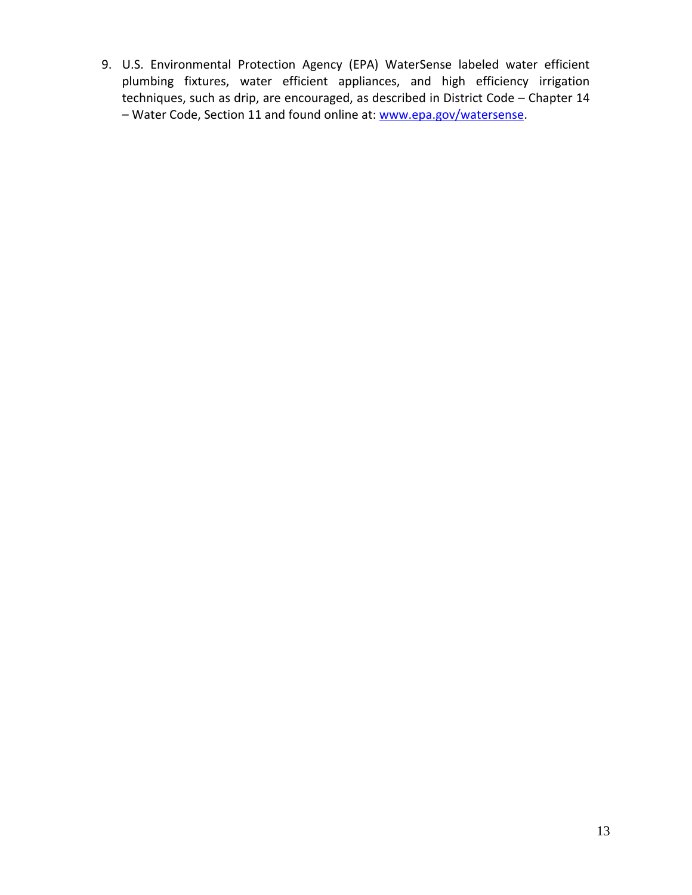9. U.S. Environmental Protection Agency (EPA) WaterSense labeled water efficient plumbing fixtures, water efficient appliances, and high efficiency irrigation techniques, such as drip, are encouraged, as described in District Code – Chapter 14 – Water Code, Section 11 and found online at: [www.epa.gov/watersense](http://www.epa.gov/watersense).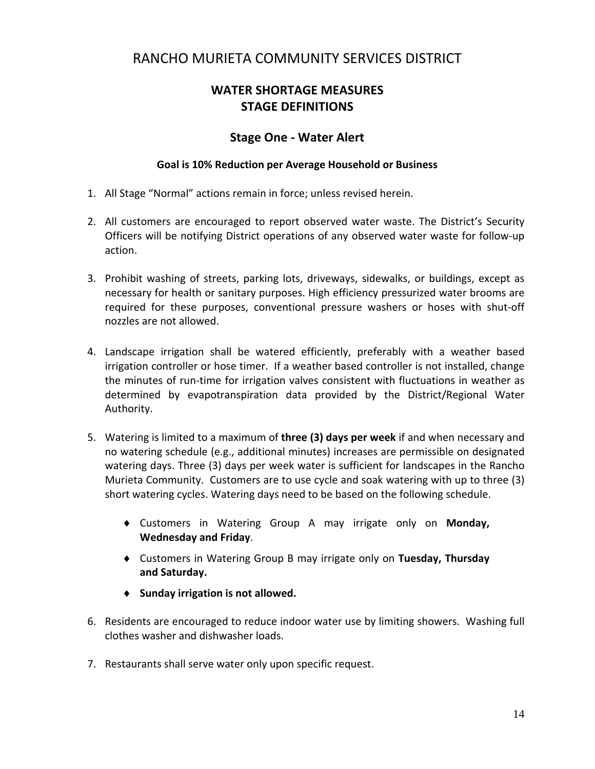# RANCHO MURIETA COMMUNITY SERVICES DISTRICT

## WATER SHORTAGE MEASURES
## STAGE DEFINITIONS

### Stage One - Water Alert

**Goal is 10% Reduction per Average Household or Business**

1. All Stage "Normal" actions remain in force; unless revised herein.

2. All customers are encouraged to report observed water waste. The District's Security Officers will be notifying District operations of any observed water waste for follow-up action.

3. Prohibit washing of streets, parking lots, driveways, sidewalks, or buildings, except as necessary for health or sanitary purposes. High efficiency pressurized water brooms are required for these purposes, conventional pressure washers or hoses with shut-off nozzles are not allowed.

4. Landscape irrigation shall be watered efficiently, preferably with a weather based irrigation controller or hose timer. If a weather based controller is not installed, change the minutes of run-time for irrigation valves consistent with fluctuations in weather as determined by evapotranspiration data provided by the District/Regional Water Authority.

5. Watering is limited to a maximum of **three (3) days per week** if and when necessary and no watering schedule (e.g., additional minutes) increases are permissible on designated watering days. Three (3) days per week water is sufficient for landscapes in the Rancho Murieta Community. Customers are to use cycle and soak watering with up to three (3) short watering cycles. Watering days need to be based on the following schedule.

   - Customers in Watering Group A may irrigate only on **Monday, Wednesday and Friday**.
   - Customers in Watering Group B may irrigate only on **Tuesday, Thursday and Saturday.**
   - **Sunday irrigation is not allowed.**

6. Residents are encouraged to reduce indoor water use by limiting showers. Washing full clothes washer and dishwasher loads.

7. Restaurants shall serve water only upon specific request.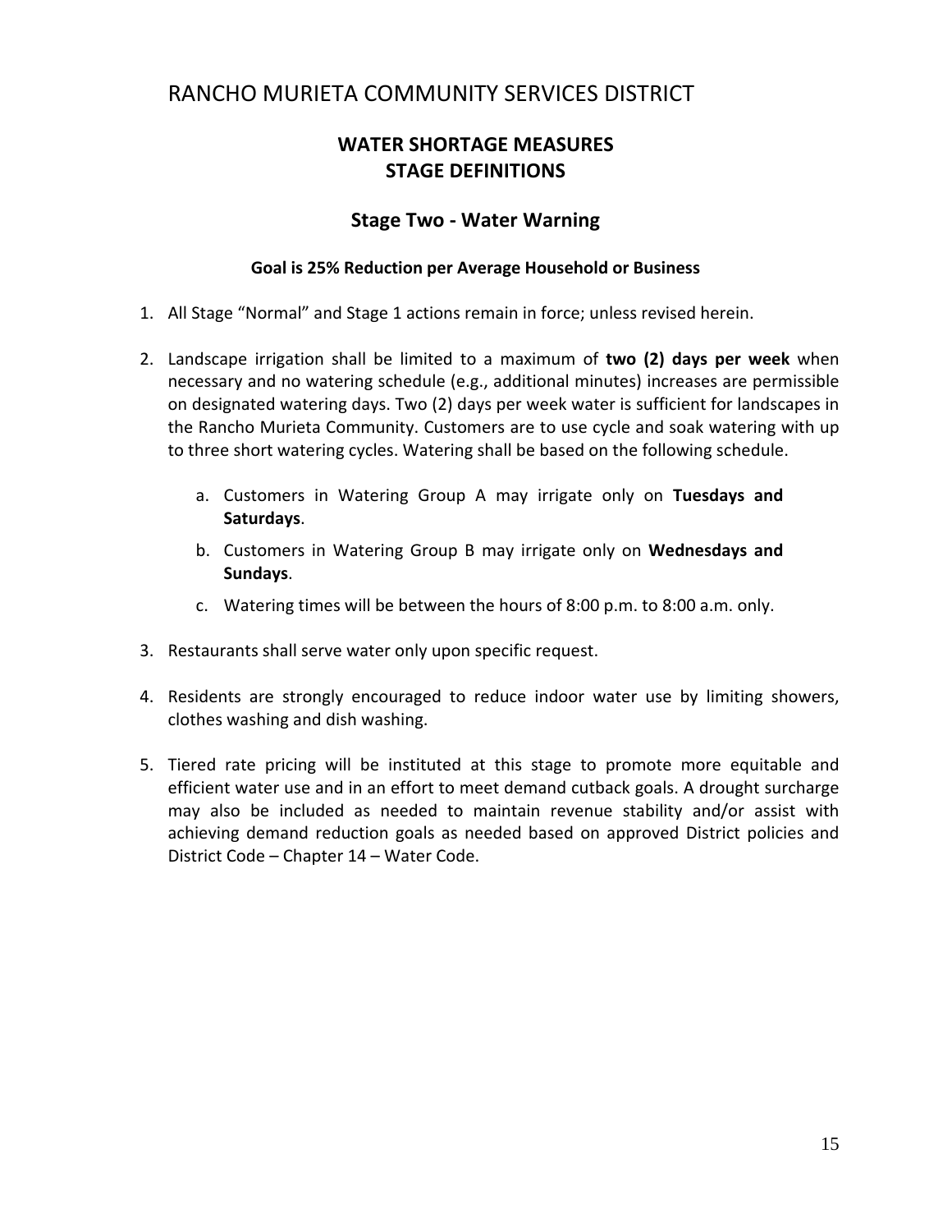# RANCHO MURIETA COMMUNITY SERVICES DISTRICT

## WATER SHORTAGE MEASURES
## STAGE DEFINITIONS

### Stage Two - Water Warning

**Goal is 25% Reduction per Average Household or Business**

1. All Stage “Normal” and Stage 1 actions remain in force; unless revised herein.

2. Landscape irrigation shall be limited to a maximum of **two (2) days per week** when necessary and no watering schedule (e.g., additional minutes) increases are permissible on designated watering days. Two (2) days per week water is sufficient for landscapes in the Rancho Murieta Community. Customers are to use cycle and soak watering with up to three short watering cycles. Watering shall be based on the following schedule.

   a. Customers in Watering Group A may irrigate only on **Tuesdays and Saturdays**.

   b. Customers in Watering Group B may irrigate only on **Wednesdays and Sundays**.

   c. Watering times will be between the hours of 8:00 p.m. to 8:00 a.m. only.

3. Restaurants shall serve water only upon specific request.

4. Residents are strongly encouraged to reduce indoor water use by limiting showers, clothes washing and dish washing.

5. Tiered rate pricing will be instituted at this stage to promote more equitable and efficient water use and in an effort to meet demand cutback goals. A drought surcharge may also be included as needed to maintain revenue stability and/or assist with achieving demand reduction goals as needed based on approved District policies and District Code – Chapter 14 – Water Code.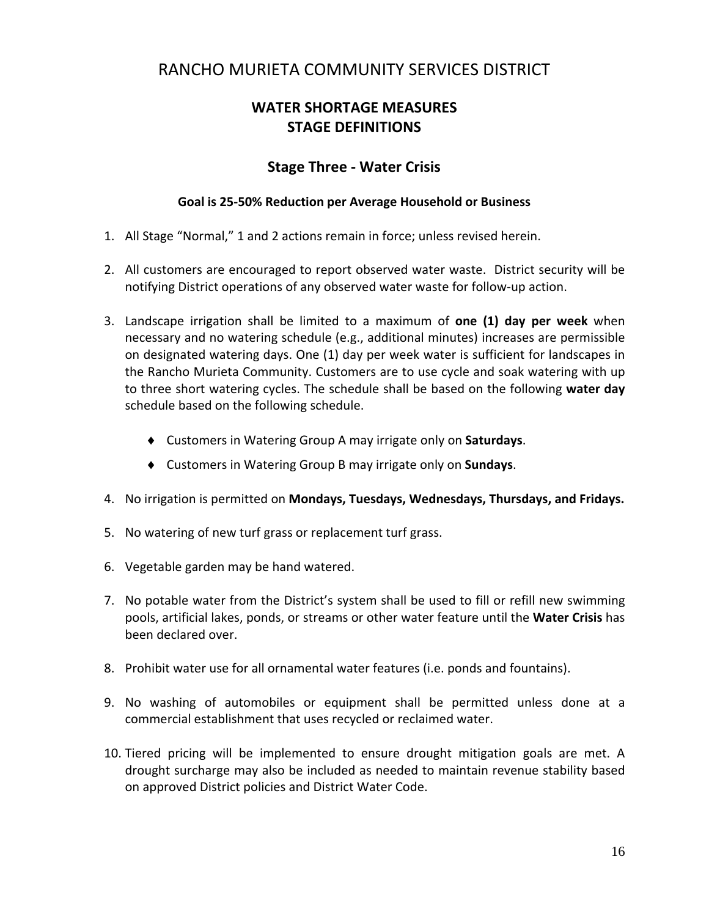# RANCHO MURIETA COMMUNITY SERVICES DISTRICT

## WATER SHORTAGE MEASURES
## STAGE DEFINITIONS

### Stage Three - Water Crisis

**Goal is 25-50% Reduction per Average Household or Business**

1. All Stage "Normal," 1 and 2 actions remain in force; unless revised herein.

2. All customers are encouraged to report observed water waste. District security will be notifying District operations of any observed water waste for follow-up action.

3. Landscape irrigation shall be limited to a maximum of **one (1) day per week** when necessary and no watering schedule (e.g., additional minutes) increases are permissible on designated watering days. One (1) day per week water is sufficient for landscapes in the Rancho Murieta Community. Customers are to use cycle and soak watering with up to three short watering cycles. The schedule shall be based on the following **water day** schedule based on the following schedule.

   - Customers in Watering Group A may irrigate only on **Saturdays**.
   - Customers in Watering Group B may irrigate only on **Sundays**.

4. No irrigation is permitted on **Mondays, Tuesdays, Wednesdays, Thursdays, and Fridays.**

5. No watering of new turf grass or replacement turf grass.

6. Vegetable garden may be hand watered.

7. No potable water from the District's system shall be used to fill or refill new swimming pools, artificial lakes, ponds, or streams or other water feature until the **Water Crisis** has been declared over.

8. Prohibit water use for all ornamental water features (i.e. ponds and fountains).

9. No washing of automobiles or equipment shall be permitted unless done at a commercial establishment that uses recycled or reclaimed water.

10. Tiered pricing will be implemented to ensure drought mitigation goals are met. A drought surcharge may also be included as needed to maintain revenue stability based on approved District policies and District Water Code.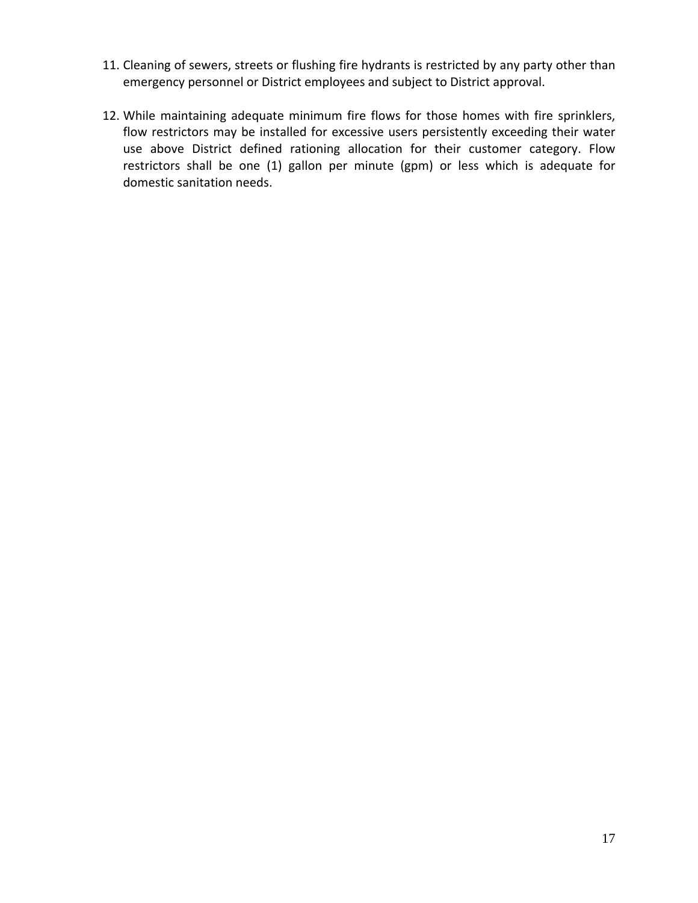11. Cleaning of sewers, streets or flushing fire hydrants is restricted by any party other than emergency personnel or District employees and subject to District approval.

12. While maintaining adequate minimum fire flows for those homes with fire sprinklers, flow restrictors may be installed for excessive users persistently exceeding their water use above District defined rationing allocation for their customer category. Flow restrictors shall be one (1) gallon per minute (gpm) or less which is adequate for domestic sanitation needs.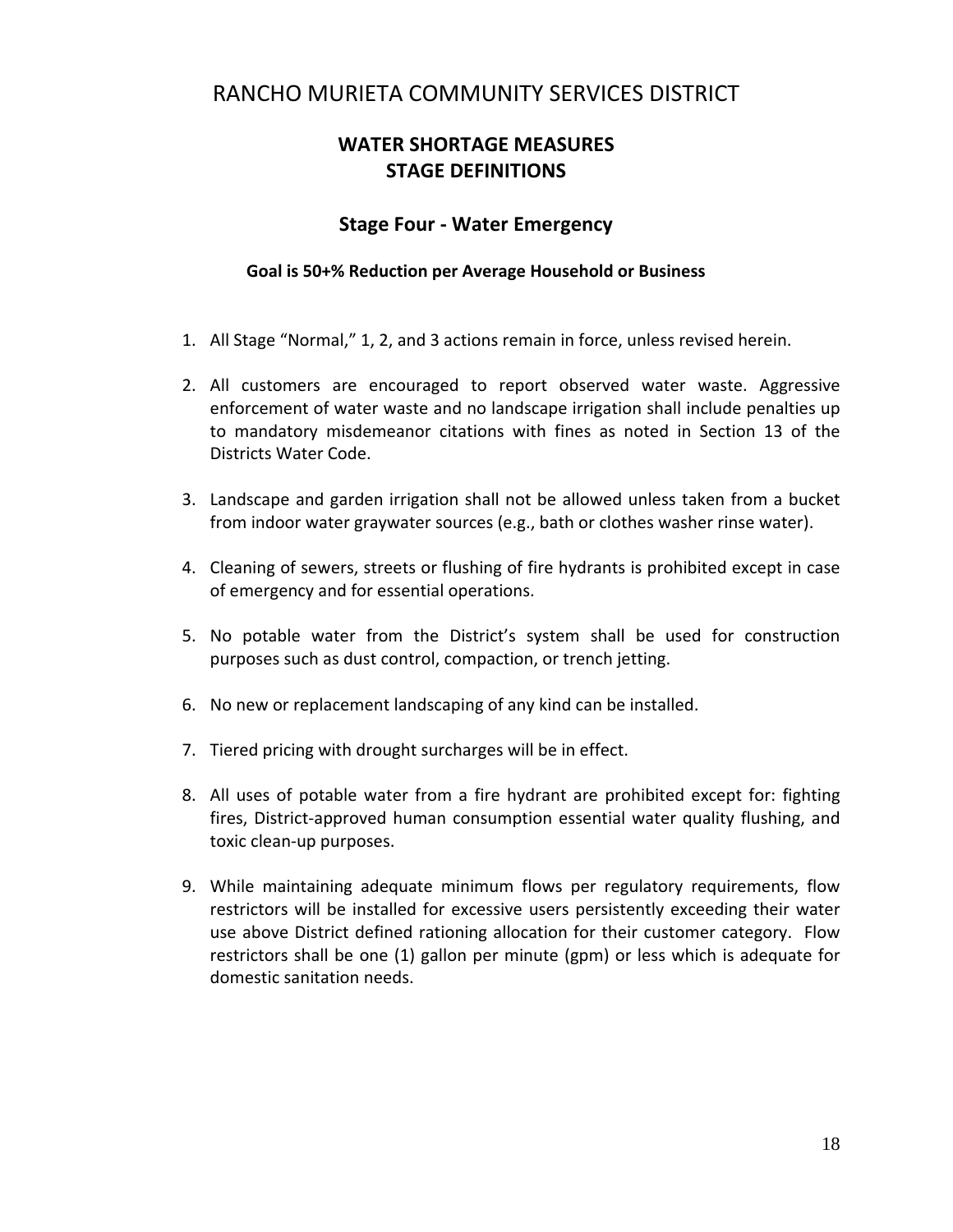# RANCHO MURIETA COMMUNITY SERVICES DISTRICT

## WATER SHORTAGE MEASURES
## STAGE DEFINITIONS

### Stage Four - Water Emergency

**Goal is 50+% Reduction per Average Household or Business**

1. All Stage "Normal," 1, 2, and 3 actions remain in force, unless revised herein.

2. All customers are encouraged to report observed water waste. Aggressive enforcement of water waste and no landscape irrigation shall include penalties up to mandatory misdemeanor citations with fines as noted in Section 13 of the Districts Water Code.

3. Landscape and garden irrigation shall not be allowed unless taken from a bucket from indoor water graywater sources (e.g., bath or clothes washer rinse water).

4. Cleaning of sewers, streets or flushing of fire hydrants is prohibited except in case of emergency and for essential operations.

5. No potable water from the District's system shall be used for construction purposes such as dust control, compaction, or trench jetting.

6. No new or replacement landscaping of any kind can be installed.

7. Tiered pricing with drought surcharges will be in effect.

8. All uses of potable water from a fire hydrant are prohibited except for: fighting fires, District-approved human consumption essential water quality flushing, and toxic clean-up purposes.

9. While maintaining adequate minimum flows per regulatory requirements, flow restrictors will be installed for excessive users persistently exceeding their water use above District defined rationing allocation for their customer category. Flow restrictors shall be one (1) gallon per minute (gpm) or less which is adequate for domestic sanitation needs.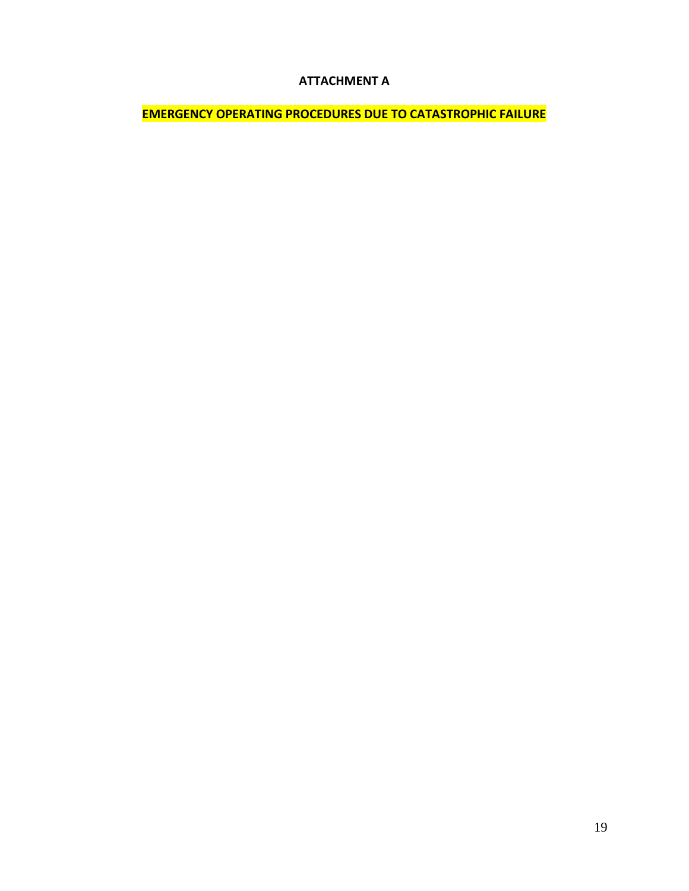## ATTACHMENT A

## EMERGENCY OPERATING PROCEDURES DUE TO CATASTROPHIC FAILURE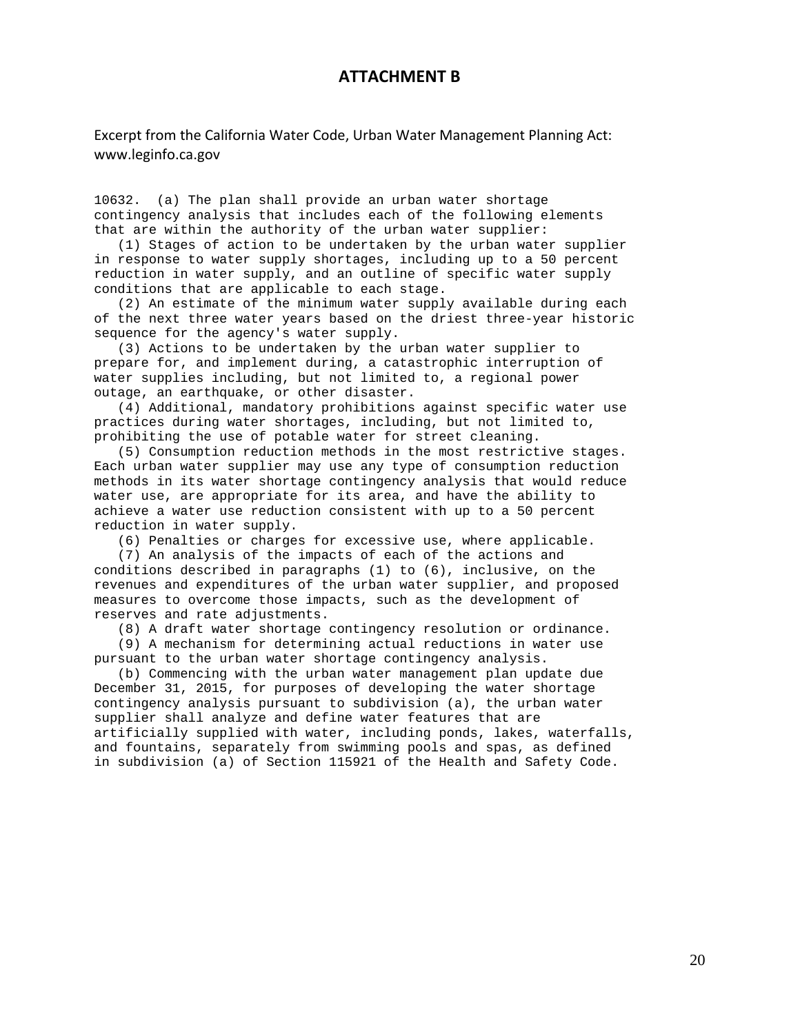# ATTACHMENT B

Excerpt from the California Water Code, Urban Water Management Planning Act: www.leginfo.ca.gov

10632. (a) The plan shall provide an urban water shortage contingency analysis that includes each of the following elements that are within the authority of the urban water supplier:

(1) Stages of action to be undertaken by the urban water supplier in response to water supply shortages, including up to a 50 percent reduction in water supply, and an outline of specific water supply conditions that are applicable to each stage.

(2) An estimate of the minimum water supply available during each of the next three water years based on the driest three-year historic sequence for the agency's water supply.

(3) Actions to be undertaken by the urban water supplier to prepare for, and implement during, a catastrophic interruption of water supplies including, but not limited to, a regional power outage, an earthquake, or other disaster.

(4) Additional, mandatory prohibitions against specific water use practices during water shortages, including, but not limited to, prohibiting the use of potable water for street cleaning.

(5) Consumption reduction methods in the most restrictive stages. Each urban water supplier may use any type of consumption reduction methods in its water shortage contingency analysis that would reduce water use, are appropriate for its area, and have the ability to achieve a water use reduction consistent with up to a 50 percent reduction in water supply.

(6) Penalties or charges for excessive use, where applicable.

(7) An analysis of the impacts of each of the actions and conditions described in paragraphs (1) to (6), inclusive, on the revenues and expenditures of the urban water supplier, and proposed measures to overcome those impacts, such as the development of reserves and rate adjustments.

(8) A draft water shortage contingency resolution or ordinance.

(9) A mechanism for determining actual reductions in water use pursuant to the urban water shortage contingency analysis.

(b) Commencing with the urban water management plan update due December 31, 2015, for purposes of developing the water shortage contingency analysis pursuant to subdivision (a), the urban water supplier shall analyze and define water features that are artificially supplied with water, including ponds, lakes, waterfalls, and fountains, separately from swimming pools and spas, as defined in subdivision (a) of Section 115921 of the Health and Safety Code.